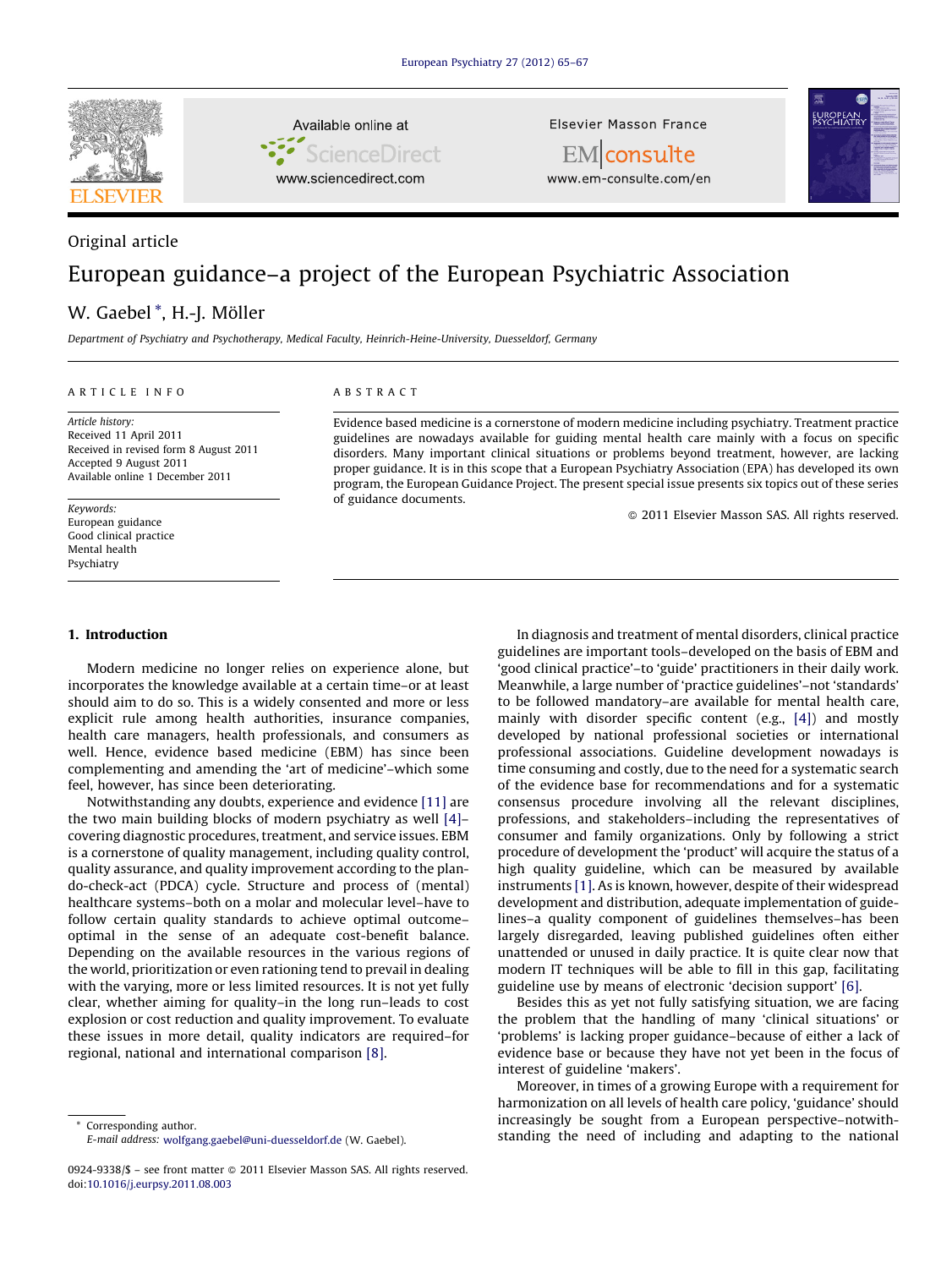Original article

# European guidance–a project of the European Psychiatric Association

W. Gaebel *, H.-J. Möller

*Department of Psychiatry and Psychotherapy, Medical Faculty, Heinrich-Heine-University, Duesseldorf, Germany*

ARTICLE INFO

*Article history:*
Received 11 April 2011
Received in revised form 8 August 2011
Accepted 9 August 2011
Available online 1 December 2011

*Keywords:*
European guidance
Good clinical practice
Mental health
Psychiatry

ABSTRACT

Evidence based medicine is a cornerstone of modern medicine including psychiatry. Treatment practice guidelines are nowadays available for guiding mental health care mainly with a focus on specific disorders. Many important clinical situations or problems beyond treatment, however, are lacking proper guidance. It is in this scope that a European Psychiatry Association (EPA) has developed its own program, the European Guidance Project. The present special issue presents six topics out of these series of guidance documents.

© 2011 Elsevier Masson SAS. All rights reserved.

## 1. Introduction

Modern medicine no longer relies on experience alone, but incorporates the knowledge available at a certain time–or at least should aim to do so. This is a widely consented and more or less explicit rule among health authorities, insurance companies, health care managers, health professionals, and consumers as well. Hence, evidence based medicine (EBM) has since been complementing and amending the 'art of medicine'–which some feel, however, has since been deteriorating.

Notwithstanding any doubts, experience and evidence [11] are the two main building blocks of modern psychiatry as well [4]–covering diagnostic procedures, treatment, and service issues. EBM is a cornerstone of quality management, including quality control, quality assurance, and quality improvement according to the plan-do-check-act (PDCA) cycle. Structure and process of (mental) healthcare systems–both on a molar and molecular level–have to follow certain quality standards to achieve optimal outcome–optimal in the sense of an adequate cost-benefit balance. Depending on the available resources in the various regions of the world, prioritization or even rationing tend to prevail in dealing with the varying, more or less limited resources. It is not yet fully clear, whether aiming for quality–in the long run–leads to cost explosion or cost reduction and quality improvement. To evaluate these issues in more detail, quality indicators are required–for regional, national and international comparison [8].

In diagnosis and treatment of mental disorders, clinical practice guidelines are important tools–developed on the basis of EBM and 'good clinical practice'–to 'guide' practitioners in their daily work. Meanwhile, a large number of 'practice guidelines'–not 'standards' to be followed mandatory–are available for mental health care, mainly with disorder specific content (e.g., [4]) and mostly developed by national professional societies or international professional associations. Guideline development nowadays is time consuming and costly, due to the need for a systematic search of the evidence base for recommendations and for a systematic consensus procedure involving all the relevant disciplines, professions, and stakeholders–including the representatives of consumer and family organizations. Only by following a strict procedure of development the 'product' will acquire the status of a high quality guideline, which can be measured by available instruments [1]. As is known, however, despite of their widespread development and distribution, adequate implementation of guidelines–a quality component of guidelines themselves–has been largely disregarded, leaving published guidelines often either unattended or unused in daily practice. It is quite clear now that modern IT techniques will be able to fill in this gap, facilitating guideline use by means of electronic 'decision support' [6].

Besides this as yet not fully satisfying situation, we are facing the problem that the handling of many 'clinical situations' or 'problems' is lacking proper guidance–because of either a lack of evidence base or because they have not yet been in the focus of interest of guideline 'makers'.

Moreover, in times of a growing Europe with a requirement for harmonization on all levels of health care policy, 'guidance' should increasingly be sought from a European perspective–notwithstanding the need of including and adapting to the national

* Corresponding author.
*E-mail address:* wolfgang.gaebel@uni-duesseldorf.de (W. Gaebel).

0924-9338/$ – see front matter © 2011 Elsevier Masson SAS. All rights reserved.
doi:10.1016/j.eurpsy.2011.08.003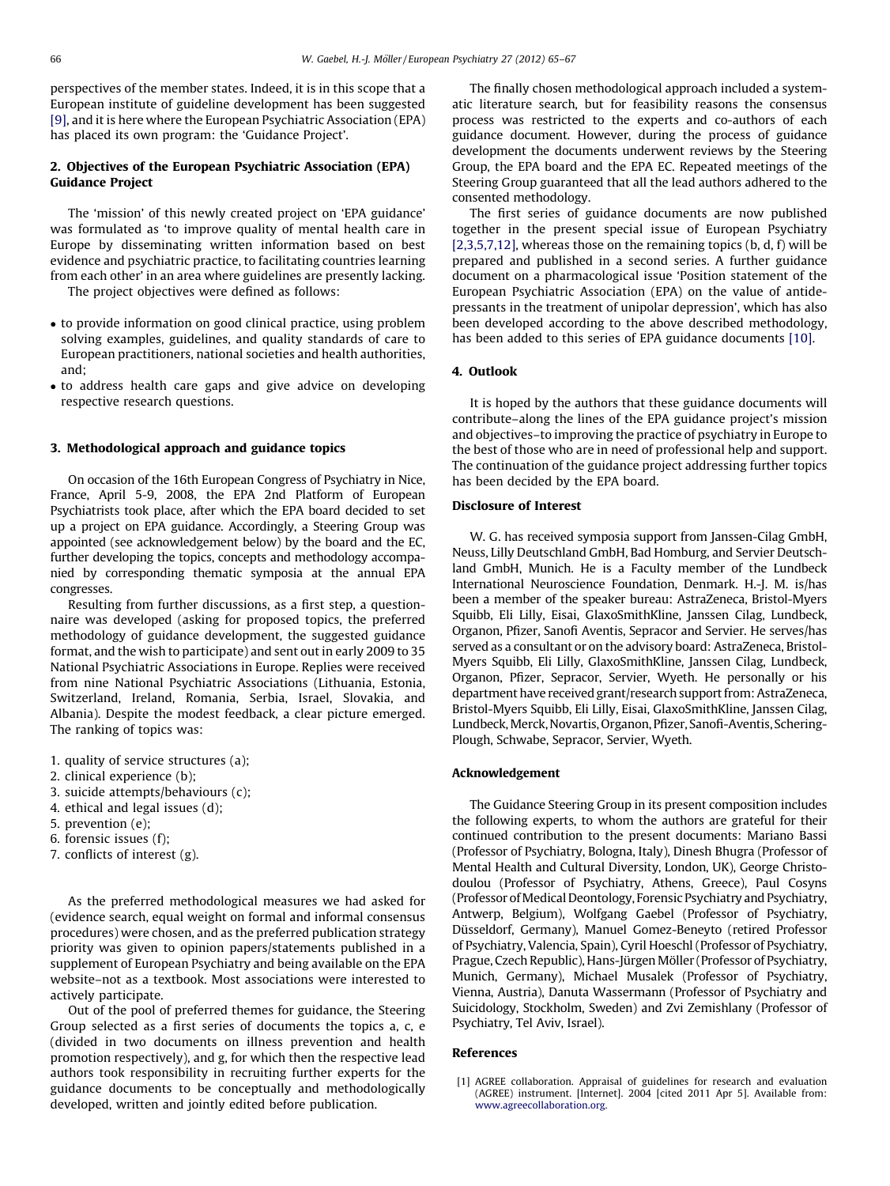perspectives of the member states. Indeed, it is in this scope that a European institute of guideline development has been suggested [9], and it is here where the European Psychiatric Association (EPA) has placed its own program: the 'Guidance Project'.

## 2. Objectives of the European Psychiatric Association (EPA) Guidance Project

The 'mission' of this newly created project on 'EPA guidance' was formulated as 'to improve quality of mental health care in Europe by disseminating written information based on best evidence and psychiatric practice, to facilitating countries learning from each other' in an area where guidelines are presently lacking.

The project objectives were defined as follows:

- to provide information on good clinical practice, using problem solving examples, guidelines, and quality standards of care to European practitioners, national societies and health authorities, and;
- to address health care gaps and give advice on developing respective research questions.

## 3. Methodological approach and guidance topics

On occasion of the 16th European Congress of Psychiatry in Nice, France, April 5-9, 2008, the EPA 2nd Platform of European Psychiatrists took place, after which the EPA board decided to set up a project on EPA guidance. Accordingly, a Steering Group was appointed (see acknowledgement below) by the board and the EC, further developing the topics, concepts and methodology accompanied by corresponding thematic symposia at the annual EPA congresses.

Resulting from further discussions, as a first step, a questionnaire was developed (asking for proposed topics, the preferred methodology of guidance development, the suggested guidance format, and the wish to participate) and sent out in early 2009 to 35 National Psychiatric Associations in Europe. Replies were received from nine National Psychiatric Associations (Lithuania, Estonia, Switzerland, Ireland, Romania, Serbia, Israel, Slovakia, and Albania). Despite the modest feedback, a clear picture emerged. The ranking of topics was:

1. quality of service structures (a);
2. clinical experience (b);
3. suicide attempts/behaviours (c);
4. ethical and legal issues (d);
5. prevention (e);
6. forensic issues (f);
7. conflicts of interest (g).

As the preferred methodological measures we had asked for (evidence search, equal weight on formal and informal consensus procedures) were chosen, and as the preferred publication strategy priority was given to opinion papers/statements published in a supplement of European Psychiatry and being available on the EPA website–not as a textbook. Most associations were interested to actively participate.

Out of the pool of preferred themes for guidance, the Steering Group selected as a first series of documents the topics a, c, e (divided in two documents on illness prevention and health promotion respectively), and g, for which then the respective lead authors took responsibility in recruiting further experts for the guidance documents to be conceptually and methodologically developed, written and jointly edited before publication.

The finally chosen methodological approach included a systematic literature search, but for feasibility reasons the consensus process was restricted to the experts and co-authors of each guidance document. However, during the process of guidance development the documents underwent reviews by the Steering Group, the EPA board and the EPA EC. Repeated meetings of the Steering Group guaranteed that all the lead authors adhered to the consented methodology.

The first series of guidance documents are now published together in the present special issue of European Psychiatry [2,3,5,7,12], whereas those on the remaining topics (b, d, f) will be prepared and published in a second series. A further guidance document on a pharmacological issue 'Position statement of the European Psychiatric Association (EPA) on the value of antidepressants in the treatment of unipolar depression', which has also been developed according to the above described methodology, has been added to this series of EPA guidance documents [10].

## 4. Outlook

It is hoped by the authors that these guidance documents will contribute–along the lines of the EPA guidance project's mission and objectives–to improving the practice of psychiatry in Europe to the best of those who are in need of professional help and support. The continuation of the guidance project addressing further topics has been decided by the EPA board.

### Disclosure of Interest

W. G. has received symposia support from Janssen-Cilag GmbH, Neuss, Lilly Deutschland GmbH, Bad Homburg, and Servier Deutschland GmbH, Munich. He is a Faculty member of the Lundbeck International Neuroscience Foundation, Denmark. H.-J. M. is/has been a member of the speaker bureau: AstraZeneca, Bristol-Myers Squibb, Eli Lilly, Eisai, GlaxoSmithKline, Janssen Cilag, Lundbeck, Organon, Pfizer, Sanofi Aventis, Sepracor and Servier. He serves/has served as a consultant or on the advisory board: AstraZeneca, Bristol-Myers Squibb, Eli Lilly, GlaxoSmithKline, Janssen Cilag, Lundbeck, Organon, Pfizer, Sepracor, Servier, Wyeth. He personally or his department have received grant/research support from: AstraZeneca, Bristol-Myers Squibb, Eli Lilly, Eisai, GlaxoSmithKline, Janssen Cilag, Lundbeck, Merck, Novartis, Organon, Pfizer, Sanofi-Aventis, Schering-Plough, Schwabe, Sepracor, Servier, Wyeth.

### Acknowledgement

The Guidance Steering Group in its present composition includes the following experts, to whom the authors are grateful for their continued contribution to the present documents: Mariano Bassi (Professor of Psychiatry, Bologna, Italy), Dinesh Bhugra (Professor of Mental Health and Cultural Diversity, London, UK), George Christodoulou (Professor of Psychiatry, Athens, Greece), Paul Cosyns (Professor of Medical Deontology, Forensic Psychiatry and Psychiatry, Antwerp, Belgium), Wolfgang Gaebel (Professor of Psychiatry, Düsseldorf, Germany), Manuel Gomez-Beneyto (retired Professor of Psychiatry, Valencia, Spain), Cyril Hoeschl (Professor of Psychiatry, Prague, Czech Republic), Hans-Jürgen Möller (Professor of Psychiatry, Munich, Germany), Michael Musalek (Professor of Psychiatry, Vienna, Austria), Danuta Wassermann (Professor of Psychiatry and Suicidology, Stockholm, Sweden) and Zvi Zemishlany (Professor of Psychiatry, Tel Aviv, Israel).

### References

[1] AGREE collaboration. Appraisal of guidelines for research and evaluation (AGREE) instrument. [Internet]. 2004 [cited 2011 Apr 5]. Available from: www.agreecollaboration.org.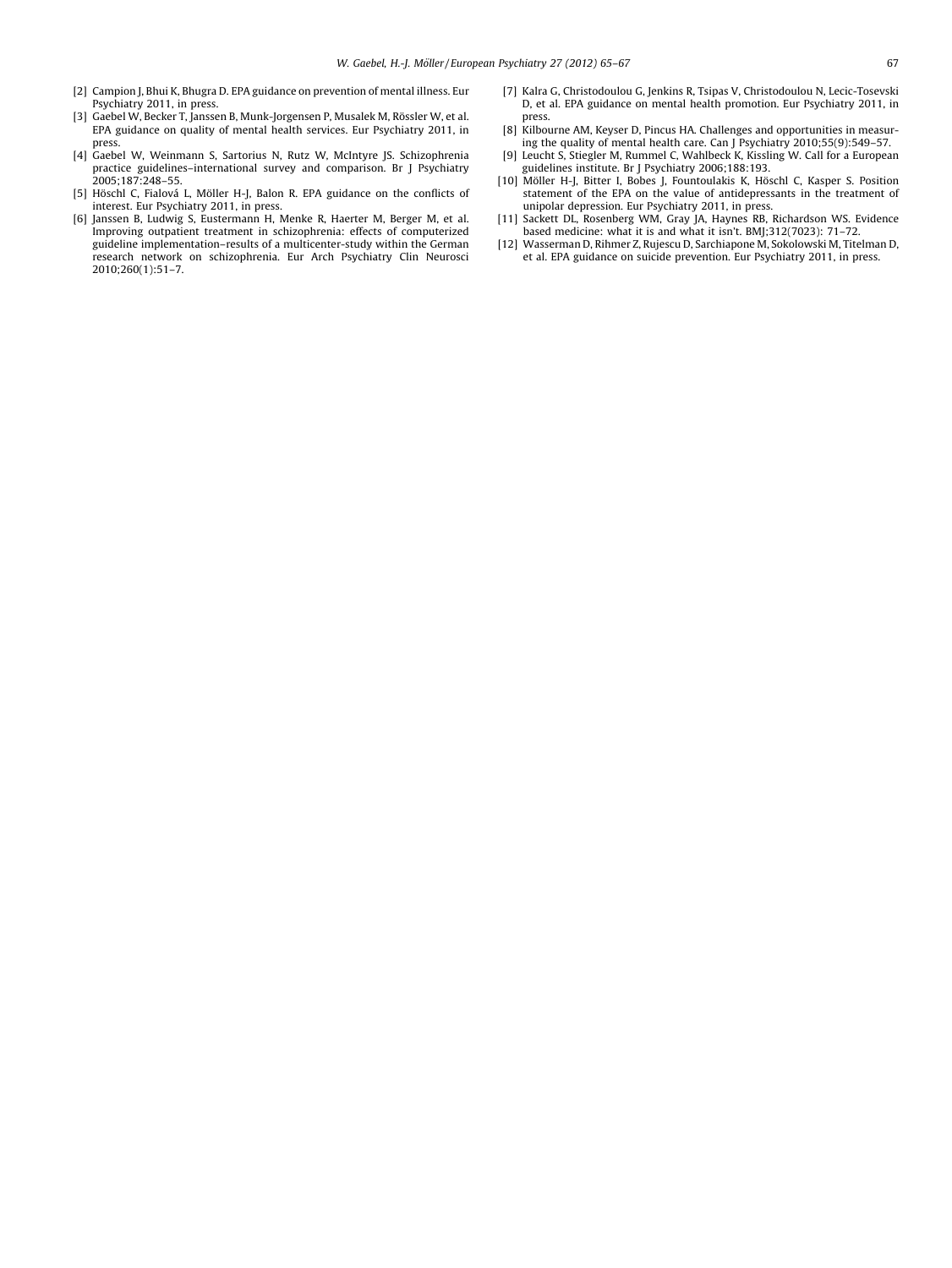[2] Campion J, Bhui K, Bhugra D. EPA guidance on prevention of mental illness. Eur Psychiatry 2011, in press.
[3] Gaebel W, Becker T, Janssen B, Munk-Jorgensen P, Musalek M, Rössler W, et al. EPA guidance on quality of mental health services. Eur Psychiatry 2011, in press.
[4] Gaebel W, Weinmann S, Sartorius N, Rutz W, McIntyre JS. Schizophrenia practice guidelines–international survey and comparison. Br J Psychiatry 2005;187:248–55.
[5] Höschl C, Fialová L, Möller H-J, Balon R. EPA guidance on the conflicts of interest. Eur Psychiatry 2011, in press.
[6] Janssen B, Ludwig S, Eustermann H, Menke R, Haerter M, Berger M, et al. Improving outpatient treatment in schizophrenia: effects of computerized guideline implementation–results of a multicenter-study within the German research network on schizophrenia. Eur Arch Psychiatry Clin Neurosci 2010;260(1):51–7.
[7] Kalra G, Christodoulou G, Jenkins R, Tsipas V, Christodoulou N, Lecic-Tosevski D, et al. EPA guidance on mental health promotion. Eur Psychiatry 2011, in press.
[8] Kilbourne AM, Keyser D, Pincus HA. Challenges and opportunities in measuring the quality of mental health care. Can J Psychiatry 2010;55(9):549–57.
[9] Leucht S, Stiegler M, Rummel C, Wahlbeck K, Kissling W. Call for a European guidelines institute. Br J Psychiatry 2006;188:193.
[10] Möller H-J, Bitter I, Bobes J, Fountoulakis K, Höschl C, Kasper S. Position statement of the EPA on the value of antidepressants in the treatment of unipolar depression. Eur Psychiatry 2011, in press.
[11] Sackett DL, Rosenberg WM, Gray JA, Haynes RB, Richardson WS. Evidence based medicine: what it is and what it isn't. BMJ;312(7023): 71–72.
[12] Wasserman D, Rihmer Z, Rujescu D, Sarchiapone M, Sokolowski M, Titelman D, et al. EPA guidance on suicide prevention. Eur Psychiatry 2011, in press.